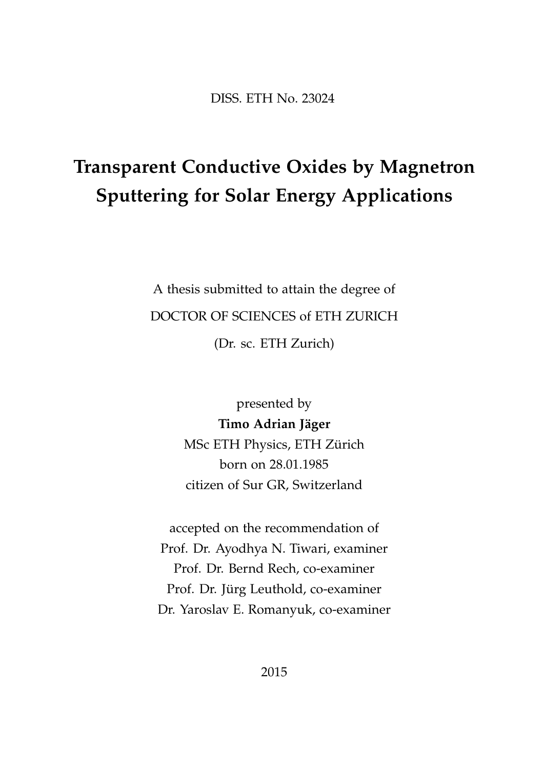DISS. ETH No. 23024

# Transparent Conductive Oxides by Magnetron Sputtering for Solar Energy Applications

A thesis submitted to attain the degree of

DOCTOR OF SCIENCES of ETH ZURICH

(Dr. sc. ETH Zurich)

presented by

**Timo Adrian Jäger**

MSc ETH Physics, ETH Zürich

born on 28.01.1985

citizen of Sur GR, Switzerland

accepted on the recommendation of

Prof. Dr. Ayodhya N. Tiwari, examiner

Prof. Dr. Bernd Rech, co-examiner

Prof. Dr. Jürg Leuthold, co-examiner

Dr. Yaroslav E. Romanyuk, co-examiner

2015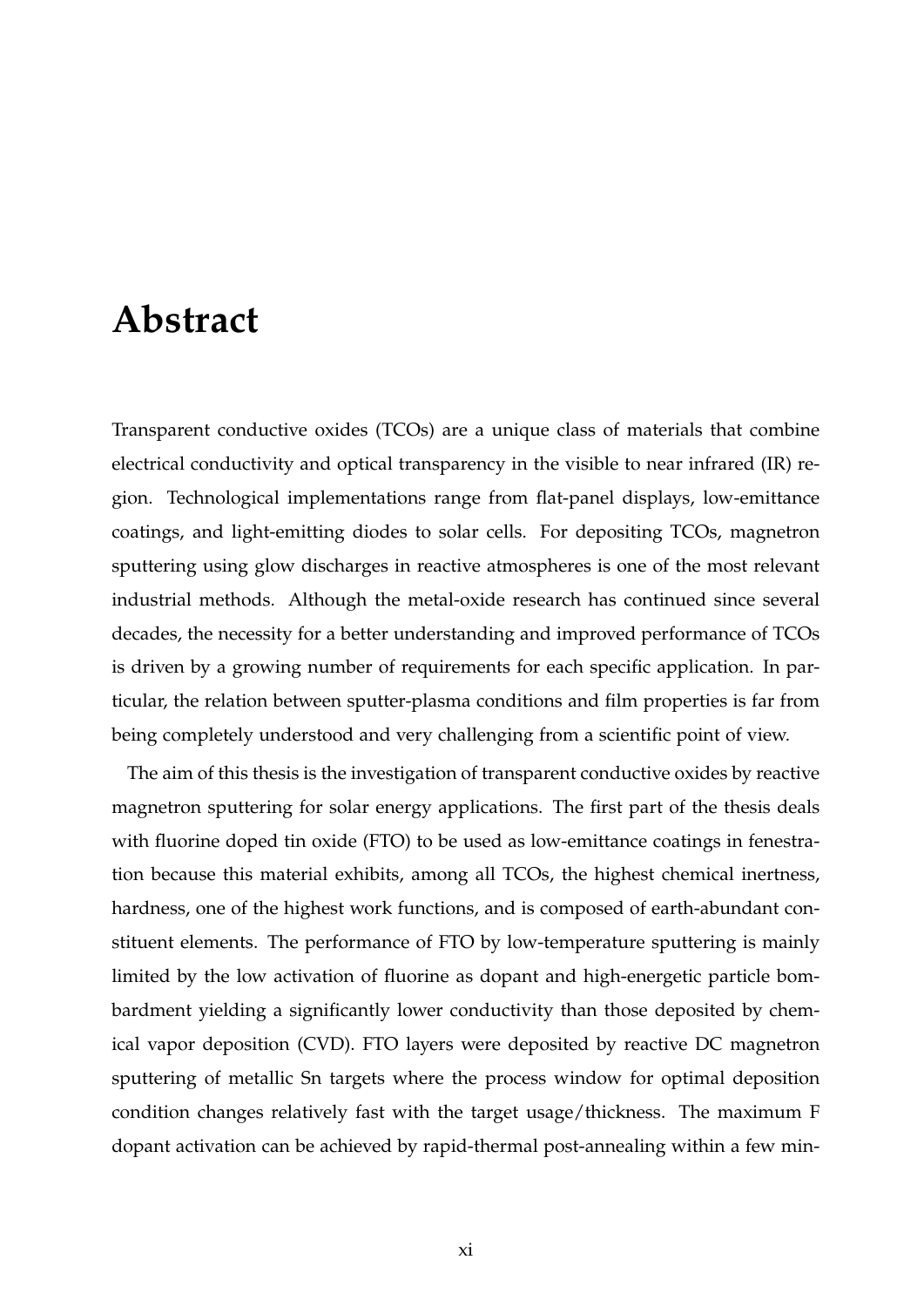# Abstract

Transparent conductive oxides (TCOs) are a unique class of materials that combine electrical conductivity and optical transparency in the visible to near infrared (IR) region. Technological implementations range from flat-panel displays, low-emittance coatings, and light-emitting diodes to solar cells. For depositing TCOs, magnetron sputtering using glow discharges in reactive atmospheres is one of the most relevant industrial methods. Although the metal-oxide research has continued since several decades, the necessity for a better understanding and improved performance of TCOs is driven by a growing number of requirements for each specific application. In particular, the relation between sputter-plasma conditions and film properties is far from being completely understood and very challenging from a scientific point of view.

The aim of this thesis is the investigation of transparent conductive oxides by reactive magnetron sputtering for solar energy applications. The first part of the thesis deals with fluorine doped tin oxide (FTO) to be used as low-emittance coatings in fenestration because this material exhibits, among all TCOs, the highest chemical inertness, hardness, one of the highest work functions, and is composed of earth-abundant constituent elements. The performance of FTO by low-temperature sputtering is mainly limited by the low activation of fluorine as dopant and high-energetic particle bombardment yielding a significantly lower conductivity than those deposited by chemical vapor deposition (CVD). FTO layers were deposited by reactive DC magnetron sputtering of metallic Sn targets where the process window for optimal deposition condition changes relatively fast with the target usage/thickness. The maximum F dopant activation can be achieved by rapid-thermal post-annealing within a few min-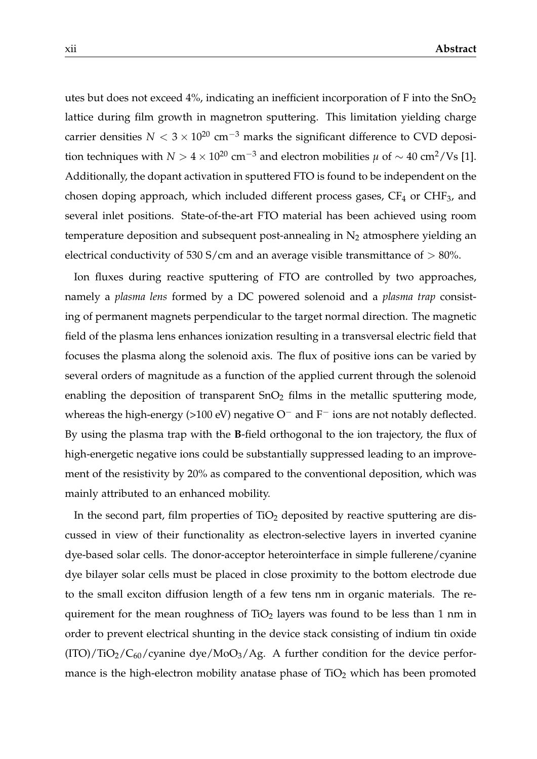utes but does not exceed 4%, indicating an inefficient incorporation of F into the $SnO_2$ lattice during film growth in magnetron sputtering. This limitation yielding charge carrier densities $N < 3 \times 10^{20}$ cm$^{-3}$ marks the significant difference to CVD deposition techniques with $N > 4 \times 10^{20}$ cm$^{-3}$ and electron mobilities $\mu$ of $\sim 40$ cm$^2$/Vs [1]. Additionally, the dopant activation in sputtered FTO is found to be independent on the chosen doping approach, which included different process gases, $CF_4$ or $CHF_3$, and several inlet positions. State-of-the-art FTO material has been achieved using room temperature deposition and subsequent post-annealing in $N_2$ atmosphere yielding an electrical conductivity of 530 S/cm and an average visible transmittance of $> 80\%$.

Ion fluxes during reactive sputtering of FTO are controlled by two approaches, namely a *plasma lens* formed by a DC powered solenoid and a *plasma trap* consisting of permanent magnets perpendicular to the target normal direction. The magnetic field of the plasma lens enhances ionization resulting in a transversal electric field that focuses the plasma along the solenoid axis. The flux of positive ions can be varied by several orders of magnitude as a function of the applied current through the solenoid enabling the deposition of transparent $SnO_2$ films in the metallic sputtering mode, whereas the high-energy (>100 eV) negative $O^-$ and $F^-$ ions are not notably deflected. By using the plasma trap with the **B**-field orthogonal to the ion trajectory, the flux of high-energetic negative ions could be substantially suppressed leading to an improvement of the resistivity by 20% as compared to the conventional deposition, which was mainly attributed to an enhanced mobility.

In the second part, film properties of $TiO_2$ deposited by reactive sputtering are discussed in view of their functionality as electron-selective layers in inverted cyanine dye-based solar cells. The donor-acceptor heterointerface in simple fullerene/cyanine dye bilayer solar cells must be placed in close proximity to the bottom electrode due to the small exciton diffusion length of a few tens nm in organic materials. The requirement for the mean roughness of $TiO_2$ layers was found to be less than 1 nm in order to prevent electrical shunting in the device stack consisting of indium tin oxide (ITO)/$TiO_2$/$C_{60}$/cyanine dye/$MoO_3$/Ag. A further condition for the device performance is the high-electron mobility anatase phase of $TiO_2$ which has been promoted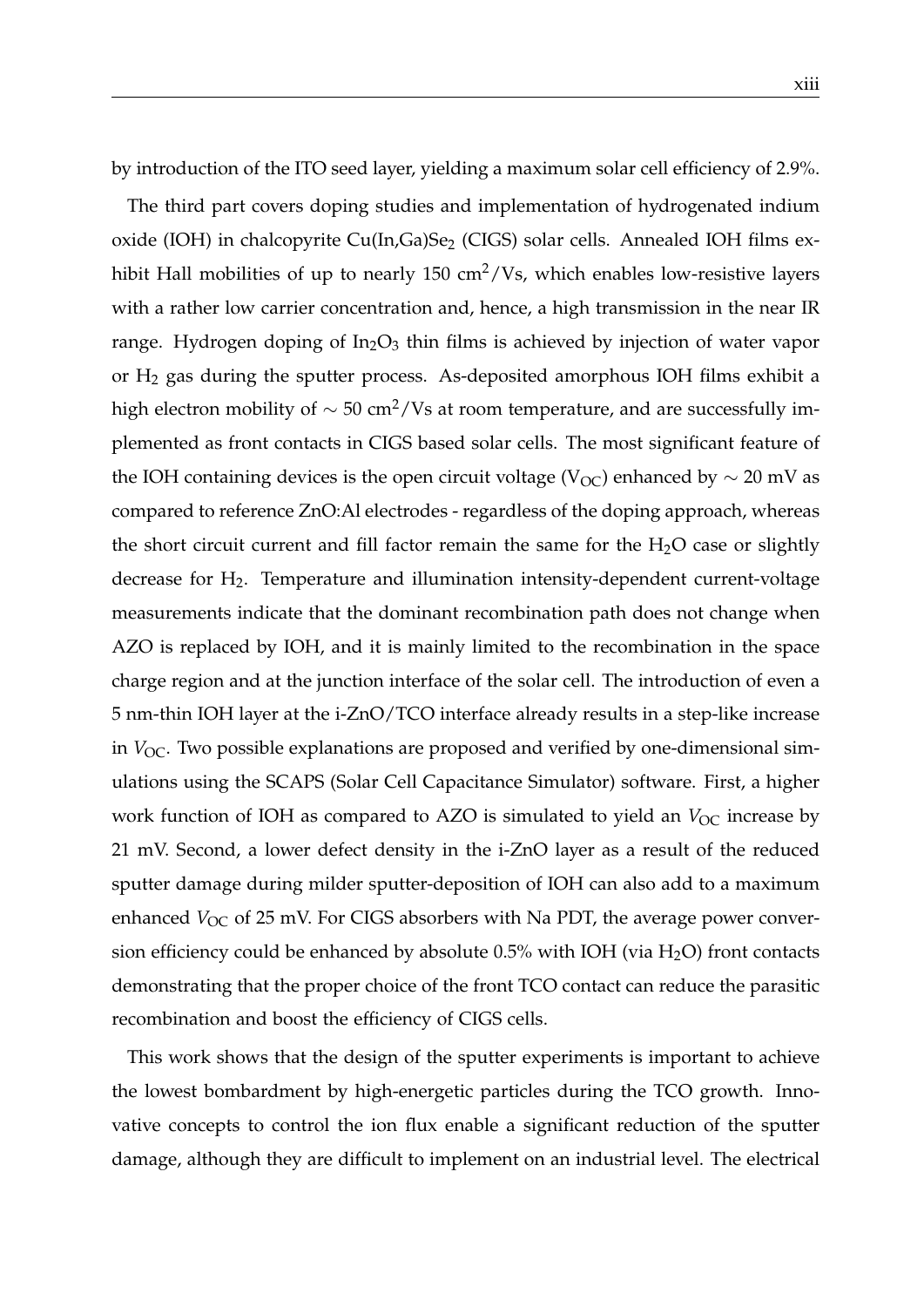by introduction of the ITO seed layer, yielding a maximum solar cell efficiency of 2.9%.

The third part covers doping studies and implementation of hydrogenated indium oxide (IOH) in chalcopyrite $Cu(In,Ga)Se_2$ (CIGS) solar cells. Annealed IOH films exhibit Hall mobilities of up to nearly 150 $cm^2/Vs$, which enables low-resistive layers with a rather low carrier concentration and, hence, a high transmission in the near IR range. Hydrogen doping of $In_2O_3$ thin films is achieved by injection of water vapor or $H_2$ gas during the sputter process. As-deposited amorphous IOH films exhibit a high electron mobility of $\sim$ 50 $cm^2/Vs$ at room temperature, and are successfully implemented as front contacts in CIGS based solar cells. The most significant feature of the IOH containing devices is the open circuit voltage ($V_{OC}$) enhanced by $\sim$ 20 mV as compared to reference ZnO:Al electrodes - regardless of the doping approach, whereas the short circuit current and fill factor remain the same for the $H_2O$ case or slightly decrease for $H_2$. Temperature and illumination intensity-dependent current-voltage measurements indicate that the dominant recombination path does not change when AZO is replaced by IOH, and it is mainly limited to the recombination in the space charge region and at the junction interface of the solar cell. The introduction of even a 5 nm-thin IOH layer at the i-ZnO/TCO interface already results in a step-like increase in $V_{OC}$. Two possible explanations are proposed and verified by one-dimensional simulations using the SCAPS (Solar Cell Capacitance Simulator) software. First, a higher work function of IOH as compared to AZO is simulated to yield an $V_{OC}$ increase by 21 mV. Second, a lower defect density in the i-ZnO layer as a result of the reduced sputter damage during milder sputter-deposition of IOH can also add to a maximum enhanced $V_{OC}$ of 25 mV. For CIGS absorbers with Na PDT, the average power conversion efficiency could be enhanced by absolute 0.5% with IOH (via $H_2O$) front contacts demonstrating that the proper choice of the front TCO contact can reduce the parasitic recombination and boost the efficiency of CIGS cells.

This work shows that the design of the sputter experiments is important to achieve the lowest bombardment by high-energetic particles during the TCO growth. Innovative concepts to control the ion flux enable a significant reduction of the sputter damage, although they are difficult to implement on an industrial level. The electrical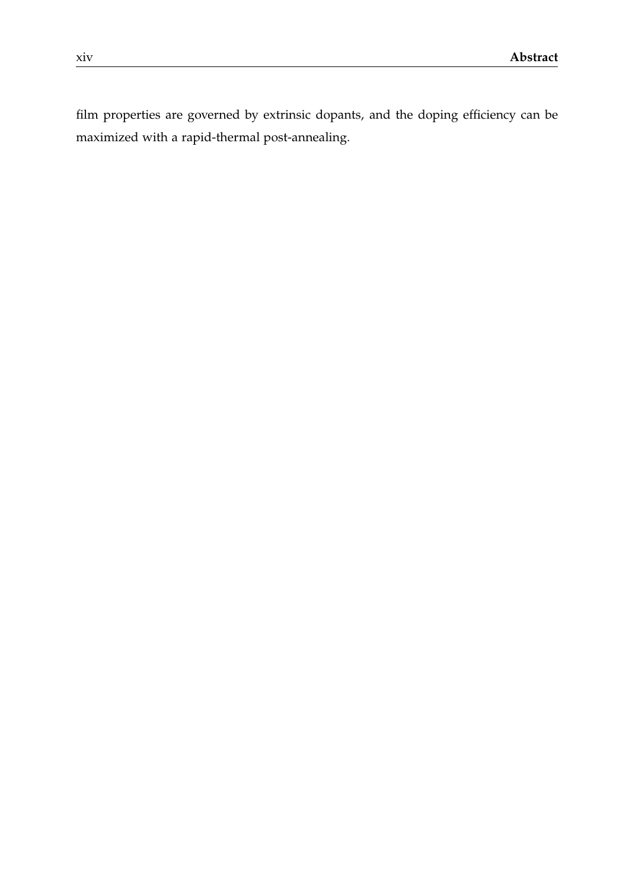film properties are governed by extrinsic dopants, and the doping efficiency can be maximized with a rapid-thermal post-annealing.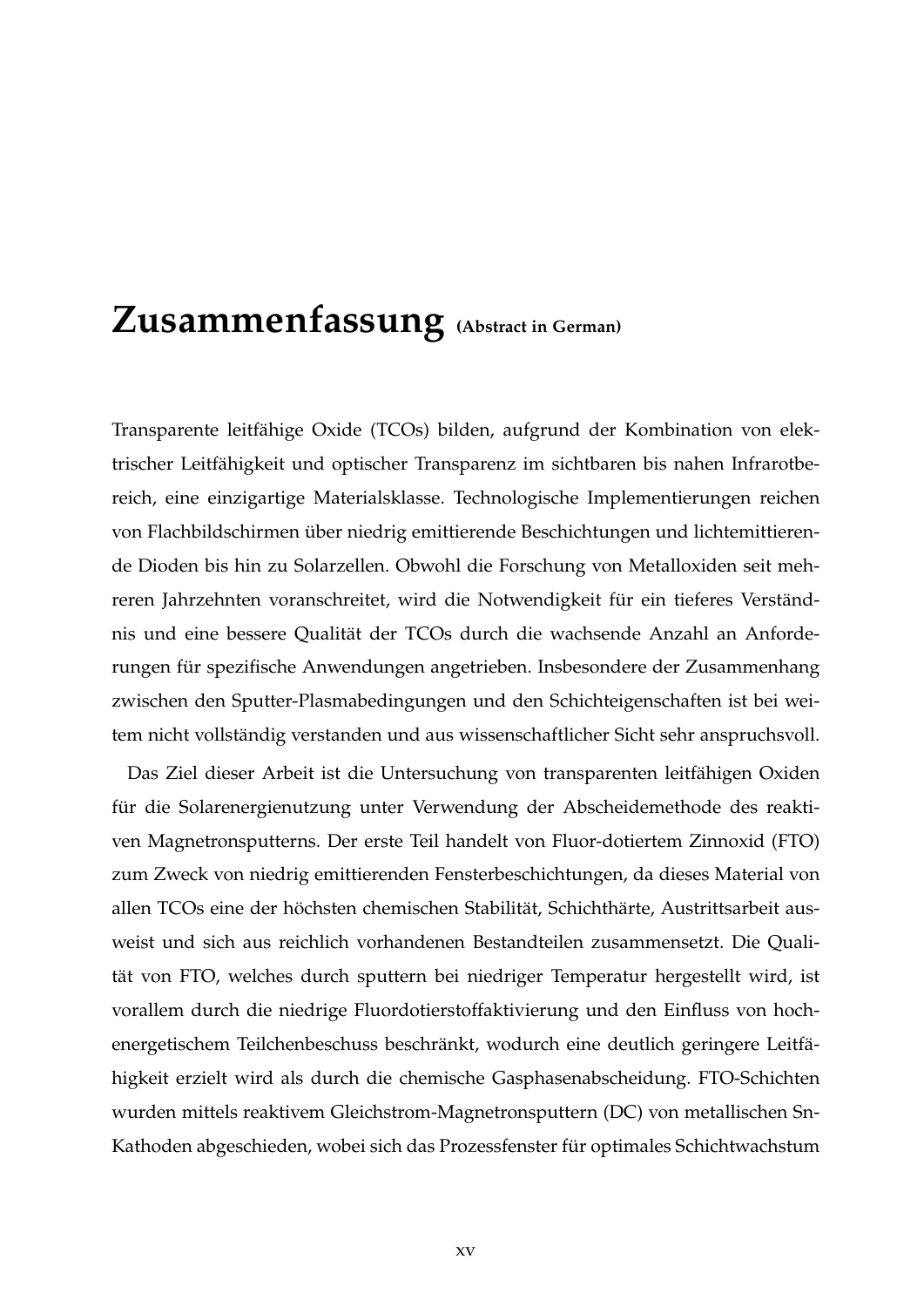# Zusammenfassung (Abstract in German)

Transparente leitfähige Oxide (TCOs) bilden, aufgrund der Kombination von elektrischer Leitfähigkeit und optischer Transparenz im sichtbaren bis nahen Infrarotbereich, eine einzigartige Materialsklasse. Technologische Implementierungen reichen von Flachbildschirmen über niedrig emittierende Beschichtungen und lichtemittierende Dioden bis hin zu Solarzellen. Obwohl die Forschung von Metalloxiden seit mehreren Jahrzehnten voranschreitet, wird die Notwendigkeit für ein tieferes Verständnis und eine bessere Qualität der TCOs durch die wachsende Anzahl an Anforderungen für spezifische Anwendungen angetrieben. Insbesondere der Zusammenhang zwischen den Sputter-Plasmabedingungen und den Schichteigenschaften ist bei weitem nicht vollständig verstanden und aus wissenschaftlicher Sicht sehr anspruchsvoll.

Das Ziel dieser Arbeit ist die Untersuchung von transparenten leitfähigen Oxiden für die Solarenergienutzung unter Verwendung der Abscheidemethode des reaktiven Magnetronsputterns. Der erste Teil handelt von Fluor-dotiertem Zinnoxid (FTO) zum Zweck von niedrig emittierenden Fensterbeschichtungen, da dieses Material von allen TCOs eine der höchsten chemischen Stabilität, Schichthärte, Austrittsarbeit ausweist und sich aus reichlich vorhandenen Bestandteilen zusammensetzt. Die Qualität von FTO, welches durch sputtern bei niedriger Temperatur hergestellt wird, ist vorallem durch die niedrige Fluordotierstoffaktivierung und den Einfluss von hochenergetischem Teilchenbeschuss beschränkt, wodurch eine deutlich geringere Leitfähigkeit erzielt wird als durch die chemische Gasphasenabscheidung. FTO-Schichten wurden mittels reaktivem Gleichstrom-Magnetronsputtern (DC) von metallischen Sn-Kathoden abgeschieden, wobei sich das Prozessfenster für optimales Schichtwachstum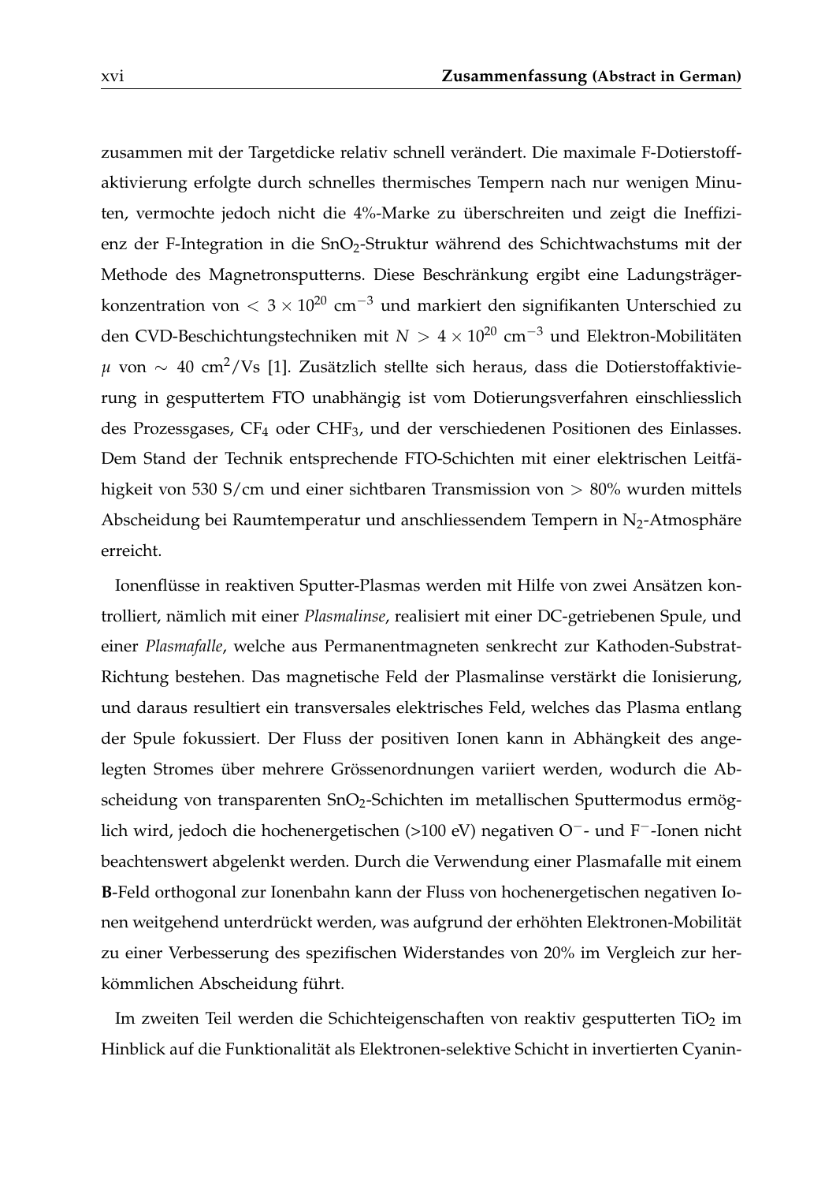zusammen mit der Targetdicke relativ schnell verändert. Die maximale F-Dotierstoffaktivierung erfolgte durch schnelles thermisches Tempern nach nur wenigen Minuten, vermochte jedoch nicht die 4%-Marke zu überschreiten und zeigt die Ineffizienz der F-Integration in die $SnO_2$-Struktur während des Schichtwachstums mit der Methode des Magnetronsputterns. Diese Beschränkung ergibt eine Ladungsträgerkonzentration von $< 3 \times 10^{20}$ cm$^{-3}$ und markiert den signifikanten Unterschied zu den CVD-Beschichtungstechniken mit $N > 4 \times 10^{20}$ cm$^{-3}$ und Elektron-Mobilitäten $\mu$ von $\sim 40$ cm$^2$/Vs [1]. Zusätzlich stellte sich heraus, dass die Dotierstoffaktivierung in gesputtertem FTO unabhängig ist vom Dotierungsverfahren einschliesslich des Prozessgases, $CF_4$ oder $CHF_3$, und der verschiedenen Positionen des Einlasses. Dem Stand der Technik entsprechende FTO-Schichten mit einer elektrischen Leitfähigkeit von 530 S/cm und einer sichtbaren Transmission von $> 80\%$ wurden mittels Abscheidung bei Raumtemperatur und anschliessendem Tempern in $N_2$-Atmosphäre erreicht.

Ionenflüsse in reaktiven Sputter-Plasmas werden mit Hilfe von zwei Ansätzen kontrolliert, nämlich mit einer *Plasmalinse*, realisiert mit einer DC-getriebenen Spule, und einer *Plasmafalle*, welche aus Permanentmagneten senkrecht zur Kathoden-Substrat-Richtung bestehen. Das magnetische Feld der Plasmalinse verstärkt die Ionisierung, und daraus resultiert ein transversales elektrisches Feld, welches das Plasma entlang der Spule fokussiert. Der Fluss der positiven Ionen kann in Abhängkeit des angelegten Stromes über mehrere Grössenordnungen variiert werden, wodurch die Abscheidung von transparenten $SnO_2$-Schichten im metallischen Sputtermodus ermöglich wird, jedoch die hochenergetischen (>100 eV) negativen $O^-$- und $F^-$-Ionen nicht beachtenswert abgelenkt werden. Durch die Verwendung einer Plasmafalle mit einem $\mathbf{B}$-Feld orthogonal zur Ionenbahn kann der Fluss von hochenergetischen negativen Ionen weitgehend unterdrückt werden, was aufgrund der erhöhten Elektronen-Mobilität zu einer Verbesserung des spezifischen Widerstandes von 20% im Vergleich zur herkömmlichen Abscheidung führt.

Im zweiten Teil werden die Schichteigenschaften von reaktiv gesputterten $TiO_2$ im Hinblick auf die Funktionalität als Elektronen-selektive Schicht in invertierten Cyanin-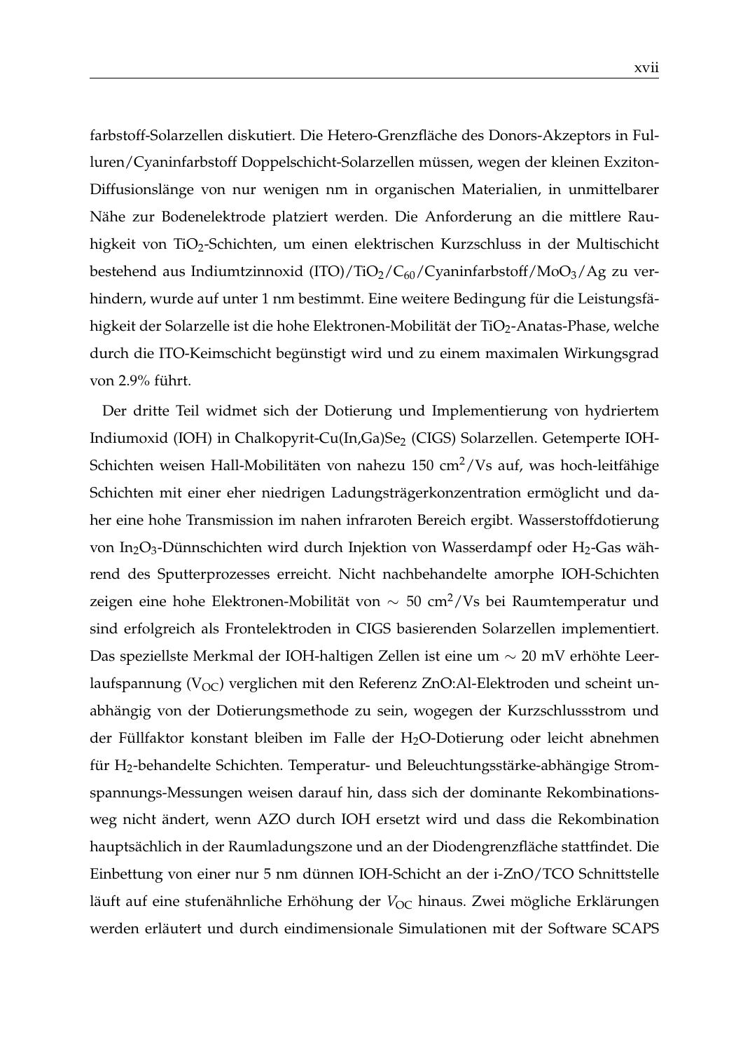farbstoff-Solarzellen diskutiert. Die Hetero-Grenzfläche des Donors-Akzeptors in Fulluren/Cyaninfarbstoff Doppelschicht-Solarzellen müssen, wegen der kleinen Exziton-Diffusionslänge von nur wenigen nm in organischen Materialien, in unmittelbarer Nähe zur Bodenelektrode platziert werden. Die Anforderung an die mittlere Rauhigkeit von $TiO_2$-Schichten, um einen elektrischen Kurzschluss in der Multischicht bestehend aus Indiumtzinnoxid (ITO)/$TiO_2$/$C_{60}$/Cyaninfarbstoff/$MoO_3$/Ag zu verhindern, wurde auf unter 1 nm bestimmt. Eine weitere Bedingung für die Leistungsfähigkeit der Solarzelle ist die hohe Elektronen-Mobilität der $TiO_2$-Anatas-Phase, welche durch die ITO-Keimschicht begünstigt wird und zu einem maximalen Wirkungsgrad von 2.9% führt.

Der dritte Teil widmet sich der Dotierung und Implementierung von hydriertem Indiumoxid (IOH) in Chalkopyrit-Cu(In,Ga)$Se_2$ (CIGS) Solarzellen. Getemperte IOH-Schichten weisen Hall-Mobilitäten von nahezu 150 $cm^2$/Vs auf, was hoch-leitfähige Schichten mit einer eher niedrigen Ladungsträgerkonzentration ermöglicht und daher eine hohe Transmission im nahen infraroten Bereich ergibt. Wasserstoffdotierung von $In_2O_3$-Dünnschichten wird durch Injektion von Wasserdampf oder $H_2$-Gas während des Sputterprozesses erreicht. Nicht nachbehandelte amorphe IOH-Schichten zeigen eine hohe Elektronen-Mobilität von $\sim$ 50 $cm^2$/Vs bei Raumtemperatur und sind erfolgreich als Frontelektroden in CIGS basierenden Solarzellen implementiert. Das speziellste Merkmal der IOH-haltigen Zellen ist eine um $\sim$ 20 mV erhöhte Leerlaufspannung ($V_{OC}$) verglichen mit den Referenz ZnO:Al-Elektroden und scheint unabhängig von der Dotierungsmethode zu sein, wogegen der Kurzschlussstrom und der Füllfaktor konstant bleiben im Falle der $H_2O$-Dotierung oder leicht abnehmen für $H_2$-behandelte Schichten. Temperatur- und Beleuchtungsstärke-abhängige Stromspannungs-Messungen weisen darauf hin, dass sich der dominante Rekombinationsweg nicht ändert, wenn AZO durch IOH ersetzt wird und dass die Rekombination hauptsächlich in der Raumladungszone und an der Diodengrenzfläche stattfindet. Die Einbettung von einer nur 5 nm dünnen IOH-Schicht an der i-ZnO/TCO Schnittstelle läuft auf eine stufenähnliche Erhöhung der $V_{OC}$ hinaus. Zwei mögliche Erklärungen werden erläutert und durch eindimensionale Simulationen mit der Software SCAPS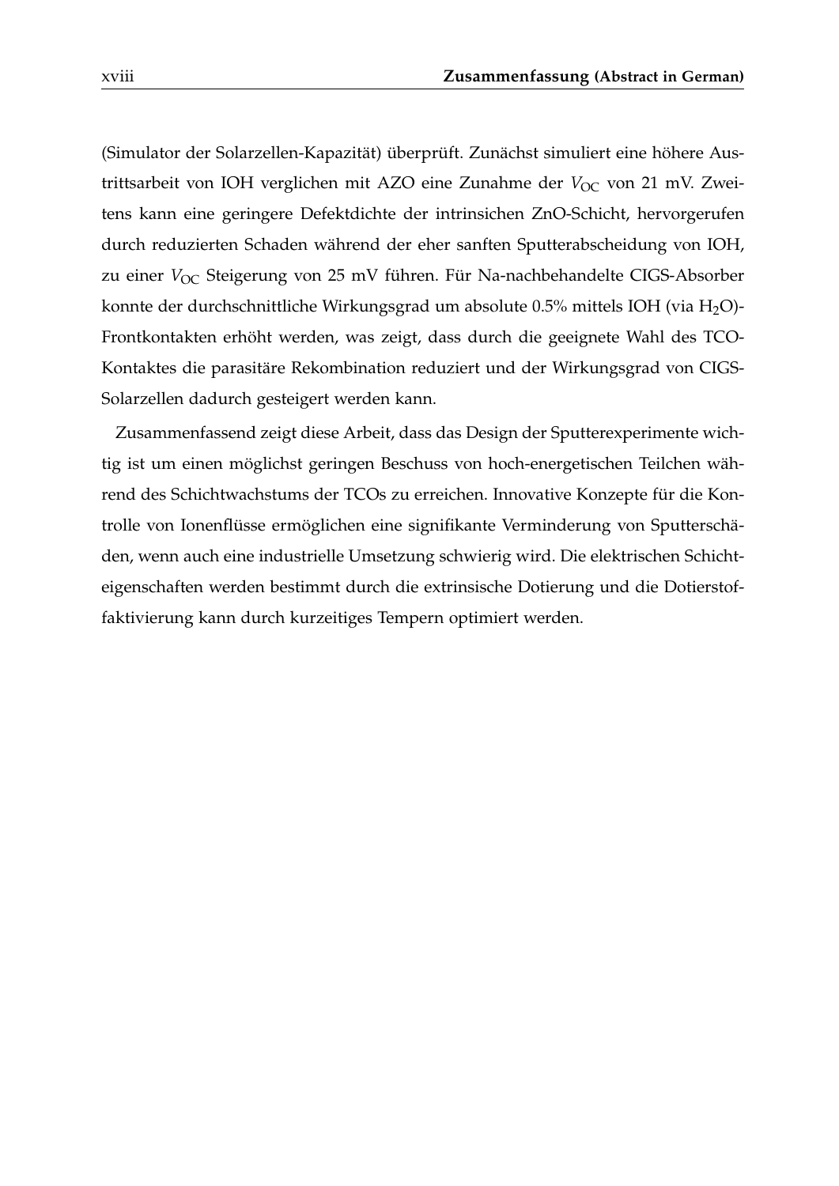(Simulator der Solarzellen-Kapazität) überprüft. Zunächst simuliert eine höhere Austrittsarbeit von IOH verglichen mit AZO eine Zunahme der $V_{OC}$ von 21 mV. Zweitens kann eine geringere Defektdichte der intrinsichen ZnO-Schicht, hervorgerufen durch reduzierten Schaden während der eher sanften Sputterabscheidung von IOH, zu einer $V_{OC}$ Steigerung von 25 mV führen. Für Na-nachbehandelte CIGS-Absorber konnte der durchschnittliche Wirkungsgrad um absolute 0.5% mittels IOH (via $H_2O$)-Frontkontakten erhöht werden, was zeigt, dass durch die geeignete Wahl des TCO-Kontaktes die parasitäre Rekombination reduziert und der Wirkungsgrad von CIGS-Solarzellen dadurch gesteigert werden kann.

Zusammenfassend zeigt diese Arbeit, dass das Design der Sputterexperimente wichtig ist um einen möglichst geringen Beschuss von hoch-energetischen Teilchen während des Schichtwachstums der TCOs zu erreichen. Innovative Konzepte für die Kontrolle von Ionenflüsse ermöglichen eine signifikante Verminderung von Sputterschäden, wenn auch eine industrielle Umsetzung schwierig wird. Die elektrischen Schichteigenschaften werden bestimmt durch die extrinsische Dotierung und die Dotierstoffaktivierung kann durch kurzeitiges Tempern optimiert werden.